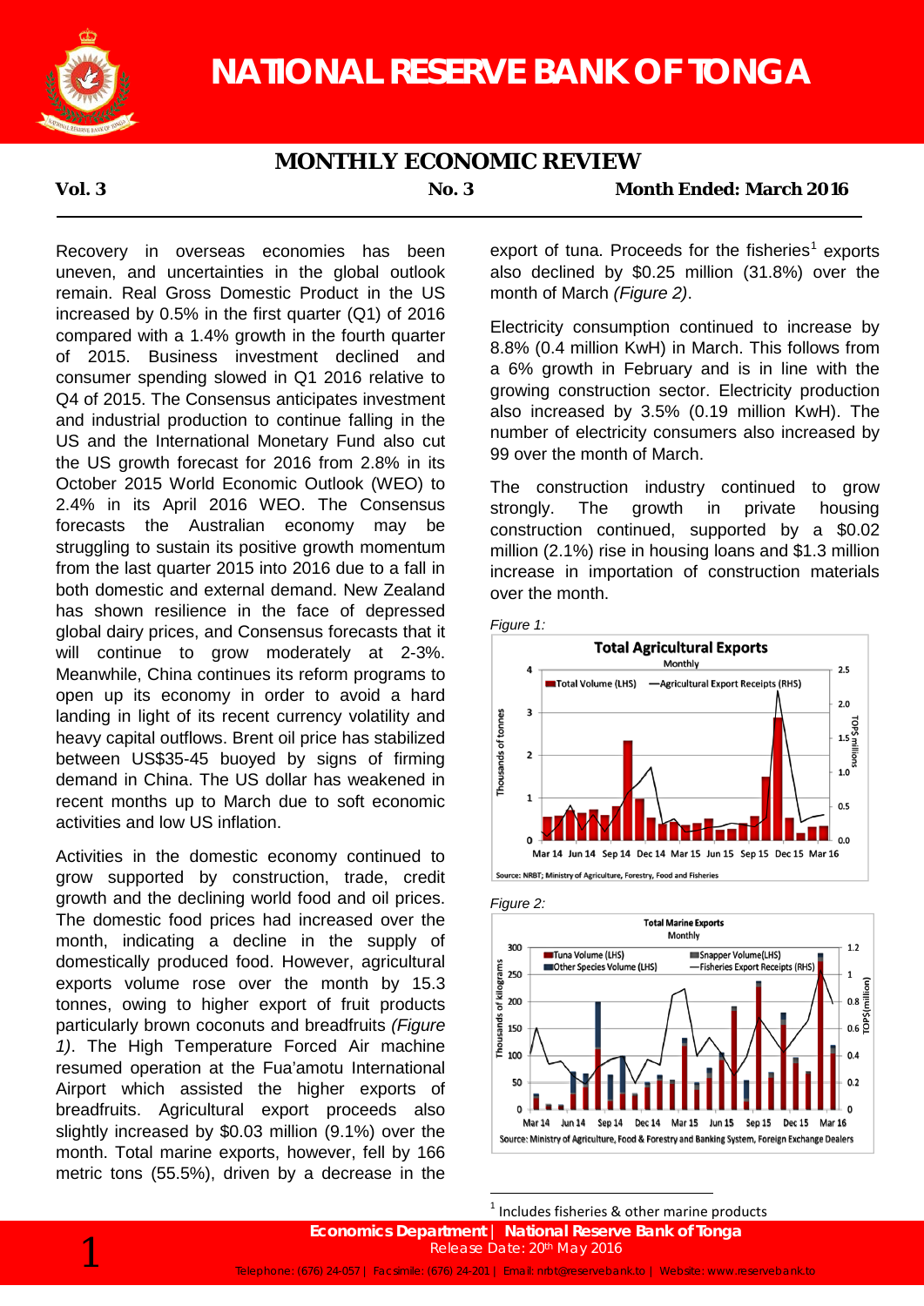# NATIONAL RESERVE BANK OF TONGA

## MONTHLY ECONOMIC REVIEW

**Vol. 3** | **No. 3** | **Month Ended: March 2016**

Recovery in overseas economies has been uneven, and uncertainties in the global outlook remain. Real Gross Domestic Product in the US increased by 0.5% in the first quarter (Q1) of 2016 compared with a 1.4% growth in the fourth quarter of 2015. Business investment declined and consumer spending slowed in Q1 2016 relative to Q4 of 2015. The Consensus anticipates investment and industrial production to continue falling in the US and the International Monetary Fund also cut the US growth forecast for 2016 from 2.8% in its October 2015 World Economic Outlook (WEO) to 2.4% in its April 2016 WEO. The Consensus forecasts the Australian economy may be struggling to sustain its positive growth momentum from the last quarter 2015 into 2016 due to a fall in both domestic and external demand. New Zealand has shown resilience in the face of depressed global dairy prices, and Consensus forecasts that it will continue to grow moderately at 2-3%. Meanwhile, China continues its reform programs to open up its economy in order to avoid a hard landing in light of its recent currency volatility and heavy capital outflows. Brent oil price has stabilized between US$35-45 buoyed by signs of firming demand in China. The US dollar has weakened in recent months up to March due to soft economic activities and low US inflation.

Activities in the domestic economy continued to grow supported by construction, trade, credit growth and the declining world food and oil prices. The domestic food prices had increased over the month, indicating a decline in the supply of domestically produced food. However, agricultural exports volume rose over the month by 15.3 tonnes, owing to higher export of fruit products particularly brown coconuts and breadfruits *(Figure 1)*. The High Temperature Forced Air machine resumed operation at the Fua'amotu International Airport which assisted the higher exports of breadfruits. Agricultural export proceeds also slightly increased by $0.03 million (9.1%) over the month. Total marine exports, however, fell by 166 metric tons (55.5%), driven by a decrease in the export of tuna. Proceeds for the fisheries[1] exports also declined by $0.25 million (31.8%) over the month of March *(Figure 2)*.

Electricity consumption continued to increase by 8.8% (0.4 million KwH) in March. This follows from a 6% growth in February and is in line with the growing construction sector. Electricity production also increased by 3.5% (0.19 million KwH). The number of electricity consumers also increased by 99 over the month of March.

The construction industry continued to grow strongly. The growth in private housing construction continued, supported by a $0.02 million (2.1%) rise in housing loans and $1.3 million increase in importation of construction materials over the month.

*Figure 1:*

*Figure 2:*

[1] Includes fisheries & other marine products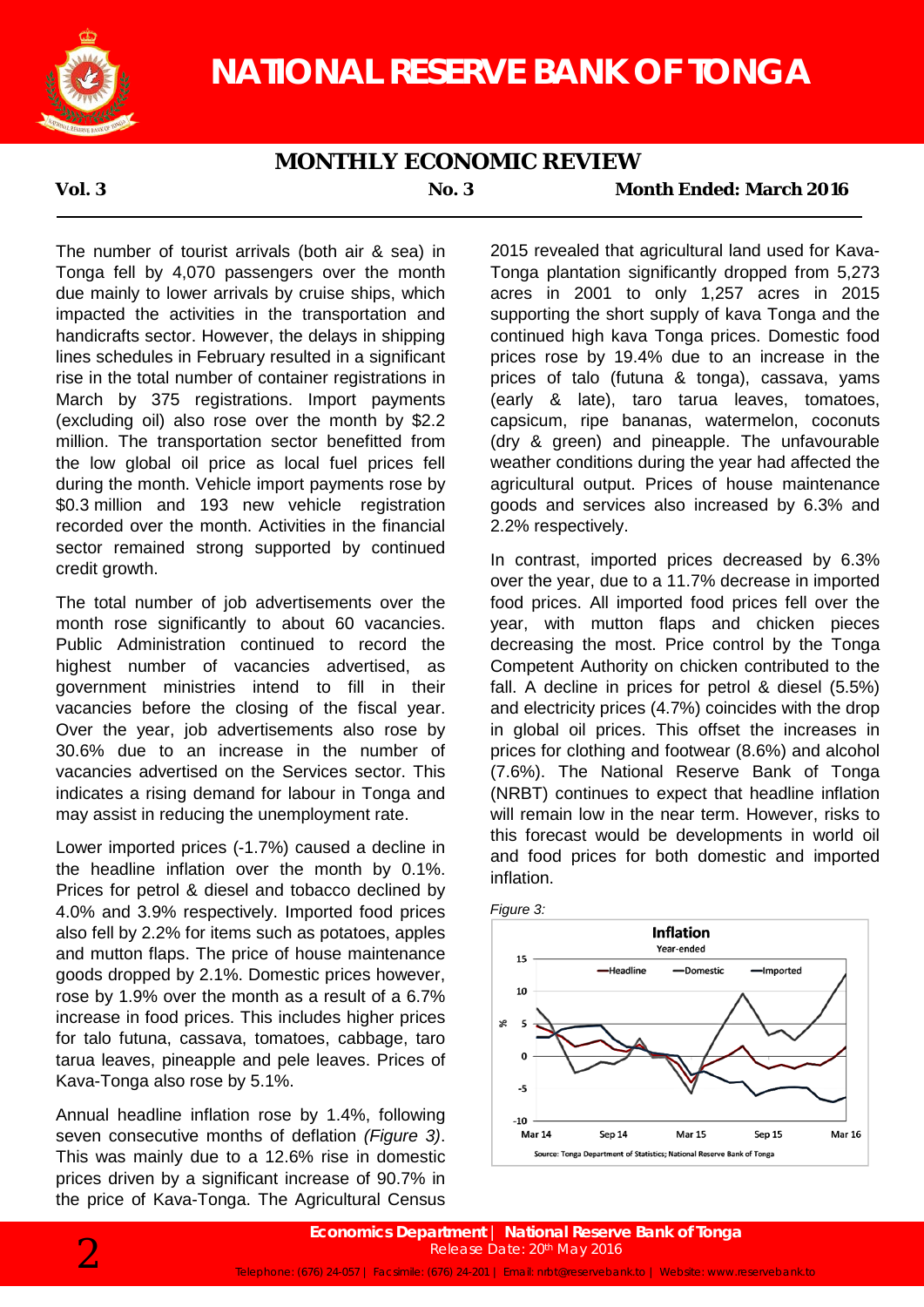# NATIONAL RESERVE BANK OF TONGA

## MONTHLY ECONOMIC REVIEW

**Vol. 3** **No. 3** **Month Ended: March 2016**

The number of tourist arrivals (both air & sea) in Tonga fell by 4,070 passengers over the month due mainly to lower arrivals by cruise ships, which impacted the activities in the transportation and handicrafts sector. However, the delays in shipping lines schedules in February resulted in a significant rise in the total number of container registrations in March by 375 registrations. Import payments (excluding oil) also rose over the month by $2.2 million. The transportation sector benefitted from the low global oil price as local fuel prices fell during the month. Vehicle import payments rose by $0.3 million and 193 new vehicle registration recorded over the month. Activities in the financial sector remained strong supported by continued credit growth.

The total number of job advertisements over the month rose significantly to about 60 vacancies. Public Administration continued to record the highest number of vacancies advertised, as government ministries intend to fill in their vacancies before the closing of the fiscal year. Over the year, job advertisements also rose by 30.6% due to an increase in the number of vacancies advertised on the Services sector. This indicates a rising demand for labour in Tonga and may assist in reducing the unemployment rate.

Lower imported prices (-1.7%) caused a decline in the headline inflation over the month by 0.1%. Prices for petrol & diesel and tobacco declined by 4.0% and 3.9% respectively. Imported food prices also fell by 2.2% for items such as potatoes, apples and mutton flaps. The price of house maintenance goods dropped by 2.1%. Domestic prices however, rose by 1.9% over the month as a result of a 6.7% increase in food prices. This includes higher prices for talo futuna, cassava, tomatoes, cabbage, taro tarua leaves, pineapple and pele leaves. Prices of Kava-Tonga also rose by 5.1%.

Annual headline inflation rose by 1.4%, following seven consecutive months of deflation *(Figure 3)*. This was mainly due to a 12.6% rise in domestic prices driven by a significant increase of 90.7% in the price of Kava-Tonga. The Agricultural Census 2015 revealed that agricultural land used for Kava-Tonga plantation significantly dropped from 5,273 acres in 2001 to only 1,257 acres in 2015 supporting the short supply of kava Tonga and the continued high kava Tonga prices. Domestic food prices rose by 19.4% due to an increase in the prices of talo (futuna & tonga), cassava, yams (early & late), taro tarua leaves, tomatoes, capsicum, ripe bananas, watermelon, coconuts (dry & green) and pineapple. The unfavourable weather conditions during the year had affected the agricultural output. Prices of house maintenance goods and services also increased by 6.3% and 2.2% respectively.

In contrast, imported prices decreased by 6.3% over the year, due to a 11.7% decrease in imported food prices. All imported food prices fell over the year, with mutton flaps and chicken pieces decreasing the most. Price control by the Tonga Competent Authority on chicken contributed to the fall. A decline in prices for petrol & diesel (5.5%) and electricity prices (4.7%) coincides with the drop in global oil prices. This offset the increases in prices for clothing and footwear (8.6%) and alcohol (7.6%). The National Reserve Bank of Tonga (NRBT) continues to expect that headline inflation will remain low in the near term. However, risks to this forecast would be developments in world oil and food prices for both domestic and imported inflation.

*Figure 3:*

**Inflation**
Year-ended

Headline — Domestic — Imported

Source: Tonga Department of Statistics; National Reserve Bank of Tonga

**Economics Department | National Reserve Bank of Tonga**
Release Date: 20th May 2016
Telephone: (676) 24-057 | Facsimile: (676) 24-201 | Email: nrbt@reservebank.to | Website: www.reservebank.to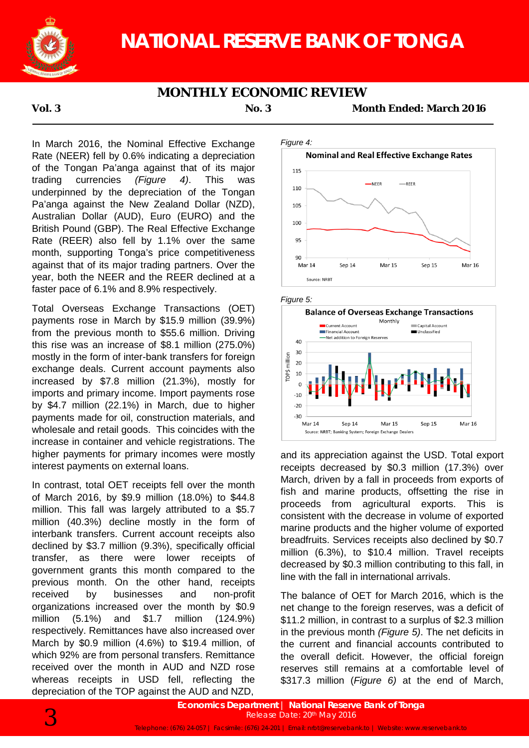# NATIONAL RESERVE BANK OF TONGA

## MONTHLY ECONOMIC REVIEW

**Vol. 3** **No. 3** **Month Ended: March 2016**

In March 2016, the Nominal Effective Exchange Rate (NEER) fell by 0.6% indicating a depreciation of the Tongan Pa'anga against that of its major trading currencies *(Figure 4)*. This was underpinned by the depreciation of the Tongan Pa'anga against the New Zealand Dollar (NZD), Australian Dollar (AUD), Euro (EURO) and the British Pound (GBP). The Real Effective Exchange Rate (REER) also fell by 1.1% over the same month, supporting Tonga's price competitiveness against that of its major trading partners. Over the year, both the NEER and the REER declined at a faster pace of 6.1% and 8.9% respectively.

Total Overseas Exchange Transactions (OET) payments rose in March by $15.9 million (39.9%) from the previous month to $55.6 million. Driving this rise was an increase of $8.1 million (275.0%) mostly in the form of inter-bank transfers for foreign exchange deals. Current account payments also increased by $7.8 million (21.3%), mostly for imports and primary income. Import payments rose by $4.7 million (22.1%) in March, due to higher payments made for oil, construction materials, and wholesale and retail goods. This coincides with the increase in container and vehicle registrations. The higher payments for primary incomes were mostly interest payments on external loans.

In contrast, total OET receipts fell over the month of March 2016, by $9.9 million (18.0%) to $44.8 million. This fall was largely attributed to a $5.7 million (40.3%) decline mostly in the form of interbank transfers. Current account receipts also declined by $3.7 million (9.3%), specifically official transfer, as there were lower receipts of government grants this month compared to the previous month. On the other hand, receipts received by businesses and non-profit organizations increased over the month by $0.9 million (5.1%) and $1.7 million (124.9%) respectively. Remittances have also increased over March by $0.9 million (4.6%) to $19.4 million, of which 92% are from personal transfers. Remittance received over the month in AUD and NZD rose whereas receipts in USD fell, reflecting the depreciation of the TOP against the AUD and NZD, and its appreciation against the USD. Total export receipts decreased by $0.3 million (17.3%) over March, driven by a fall in proceeds from exports of fish and marine products, offsetting the rise in proceeds from agricultural exports. This is consistent with the decrease in volume of exported marine products and the higher volume of exported breadfruits. Services receipts also declined by $0.7 million (6.3%), to $10.4 million. Travel receipts decreased by $0.3 million contributing to this fall, in line with the fall in international arrivals.

The balance of OET for March 2016, which is the net change to the foreign reserves, was a deficit of $11.2 million, in contrast to a surplus of $2.3 million in the previous month *(Figure 5)*. The net deficits in the current and financial accounts contributed to the overall deficit. However, the official foreign reserves still remains at a comfortable level of $317.3 million (*Figure 6)* at the end of March,

*Figure 4:*

**Nominal and Real Effective Exchange Rates**

Source: NRBT

*Figure 5:*

**Balance of Overseas Exchange Transactions**

Monthly

Source: NRBT; Banking System; Foreign Exchange Dealers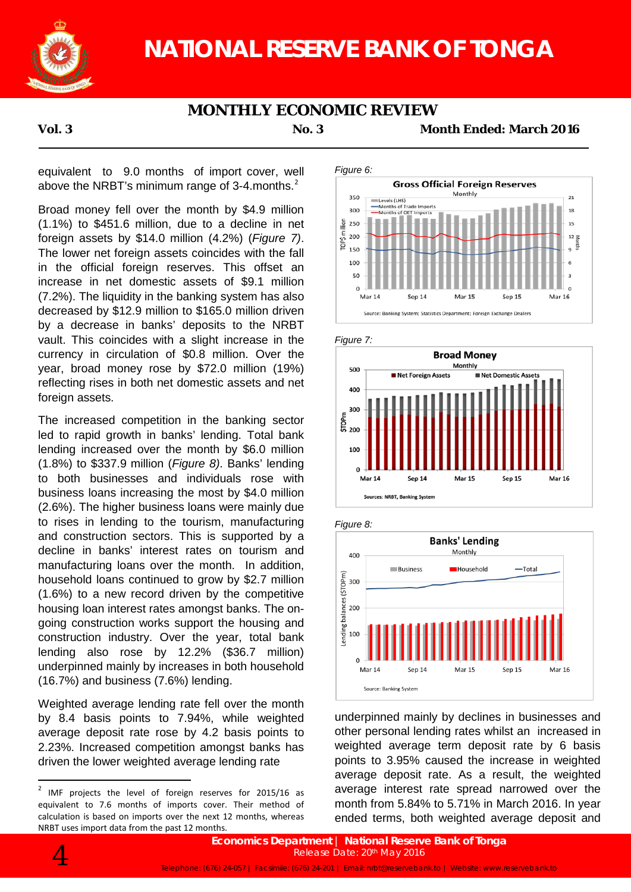equivalent to 9.0 months of import cover, well above the NRBT's minimum range of 3-4.months.[2]

Broad money fell over the month by $4.9 million (1.1%) to $451.6 million, due to a decline in net foreign assets by $14.0 million (4.2%) (*Figure 7*). The lower net foreign assets coincides with the fall in the official foreign reserves. This offset an increase in net domestic assets of $9.1 million (7.2%). The liquidity in the banking system has also decreased by $12.9 million to $165.0 million driven by a decrease in banks' deposits to the NRBT vault. This coincides with a slight increase in the currency in circulation of $0.8 million. Over the year, broad money rose by $72.0 million (19%) reflecting rises in both net domestic assets and net foreign assets.

The increased competition in the banking sector led to rapid growth in banks' lending. Total bank lending increased over the month by $6.0 million (1.8%) to $337.9 million (*Figure 8)*. Banks' lending to both businesses and individuals rose with business loans increasing the most by $4.0 million (2.6%). The higher business loans were mainly due to rises in lending to the tourism, manufacturing and construction sectors. This is supported by a decline in banks' interest rates on tourism and manufacturing loans over the month. In addition, household loans continued to grow by $2.7 million (1.6%) to a new record driven by the competitive housing loan interest rates amongst banks. The on-going construction works support the housing and construction industry. Over the year, total bank lending also rose by 12.2% ($36.7 million) underpinned mainly by increases in both household (16.7%) and business (7.6%) lending.

Weighted average lending rate fell over the month by 8.4 basis points to 7.94%, while weighted average deposit rate rose by 4.2 basis points to 2.23%. Increased competition amongst banks has driven the lower weighted average lending rate underpinned mainly by declines in businesses and other personal lending rates whilst an increased in weighted average term deposit rate by 6 basis points to 3.95% caused the increase in weighted average deposit rate. As a result, the weighted average interest rate spread narrowed over the month from 5.84% to 5.71% in March 2016. In year ended terms, both weighted average deposit and

*Figure 6:*

*Figure 7:*

*Figure 8:*

[2] IMF projects the level of foreign reserves for 2015/16 as equivalent to 7.6 months of imports cover. Their method of calculation is based on imports over the next 12 months, whereas NRBT uses import data from the past 12 months.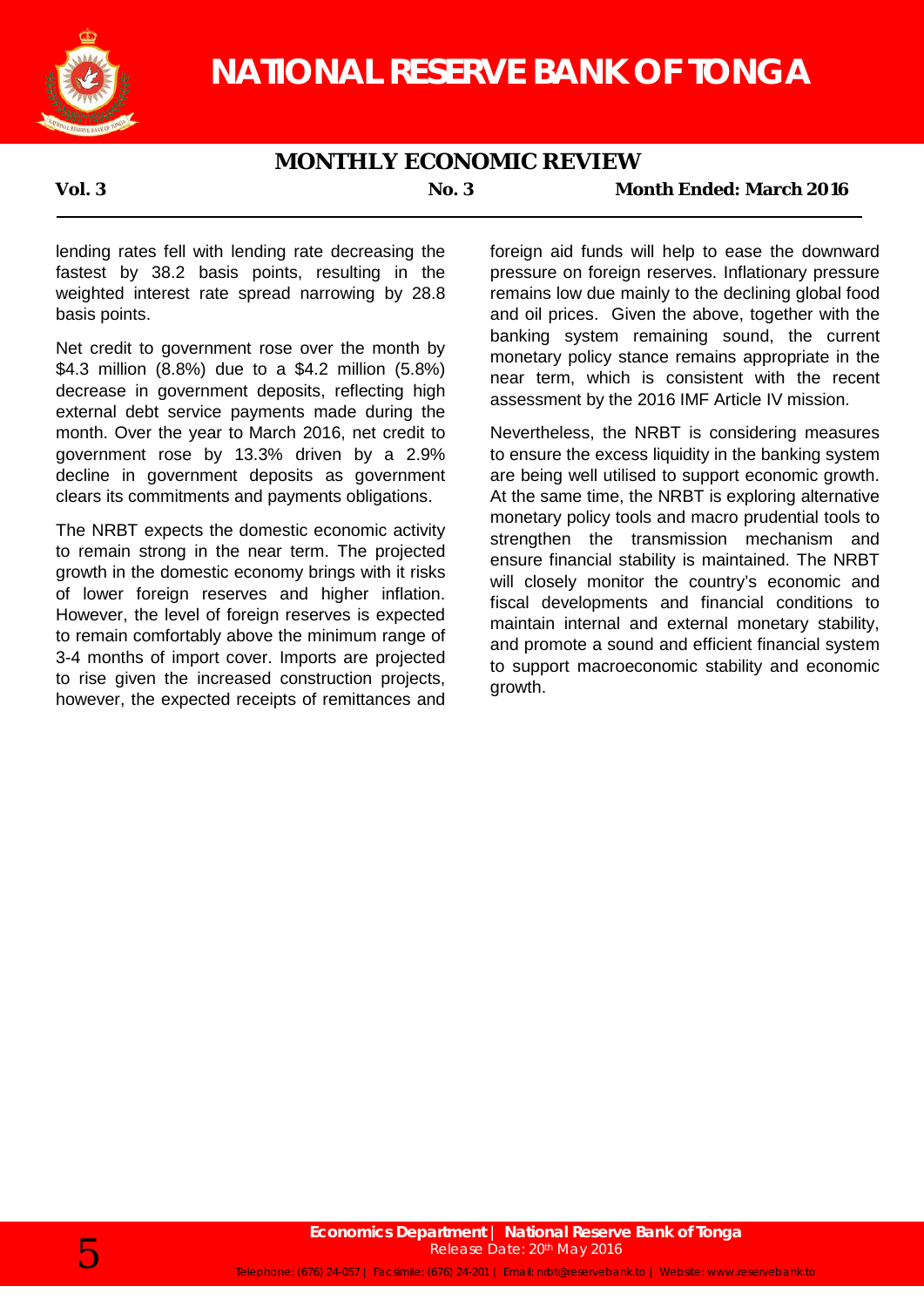lending rates fell with lending rate decreasing the fastest by 38.2 basis points, resulting in the weighted interest rate spread narrowing by 28.8 basis points.

Net credit to government rose over the month by $4.3 million (8.8%) due to a $4.2 million (5.8%) decrease in government deposits, reflecting high external debt service payments made during the month. Over the year to March 2016, net credit to government rose by 13.3% driven by a 2.9% decline in government deposits as government clears its commitments and payments obligations.

The NRBT expects the domestic economic activity to remain strong in the near term. The projected growth in the domestic economy brings with it risks of lower foreign reserves and higher inflation. However, the level of foreign reserves is expected to remain comfortably above the minimum range of 3-4 months of import cover. Imports are projected to rise given the increased construction projects, however, the expected receipts of remittances and foreign aid funds will help to ease the downward pressure on foreign reserves. Inflationary pressure remains low due mainly to the declining global food and oil prices. Given the above, together with the banking system remaining sound, the current monetary policy stance remains appropriate in the near term, which is consistent with the recent assessment by the 2016 IMF Article IV mission.

Nevertheless, the NRBT is considering measures to ensure the excess liquidity in the banking system are being well utilised to support economic growth. At the same time, the NRBT is exploring alternative monetary policy tools and macro prudential tools to strengthen the transmission mechanism and ensure financial stability is maintained. The NRBT will closely monitor the country's economic and fiscal developments and financial conditions to maintain internal and external monetary stability, and promote a sound and efficient financial system to support macroeconomic stability and economic growth.